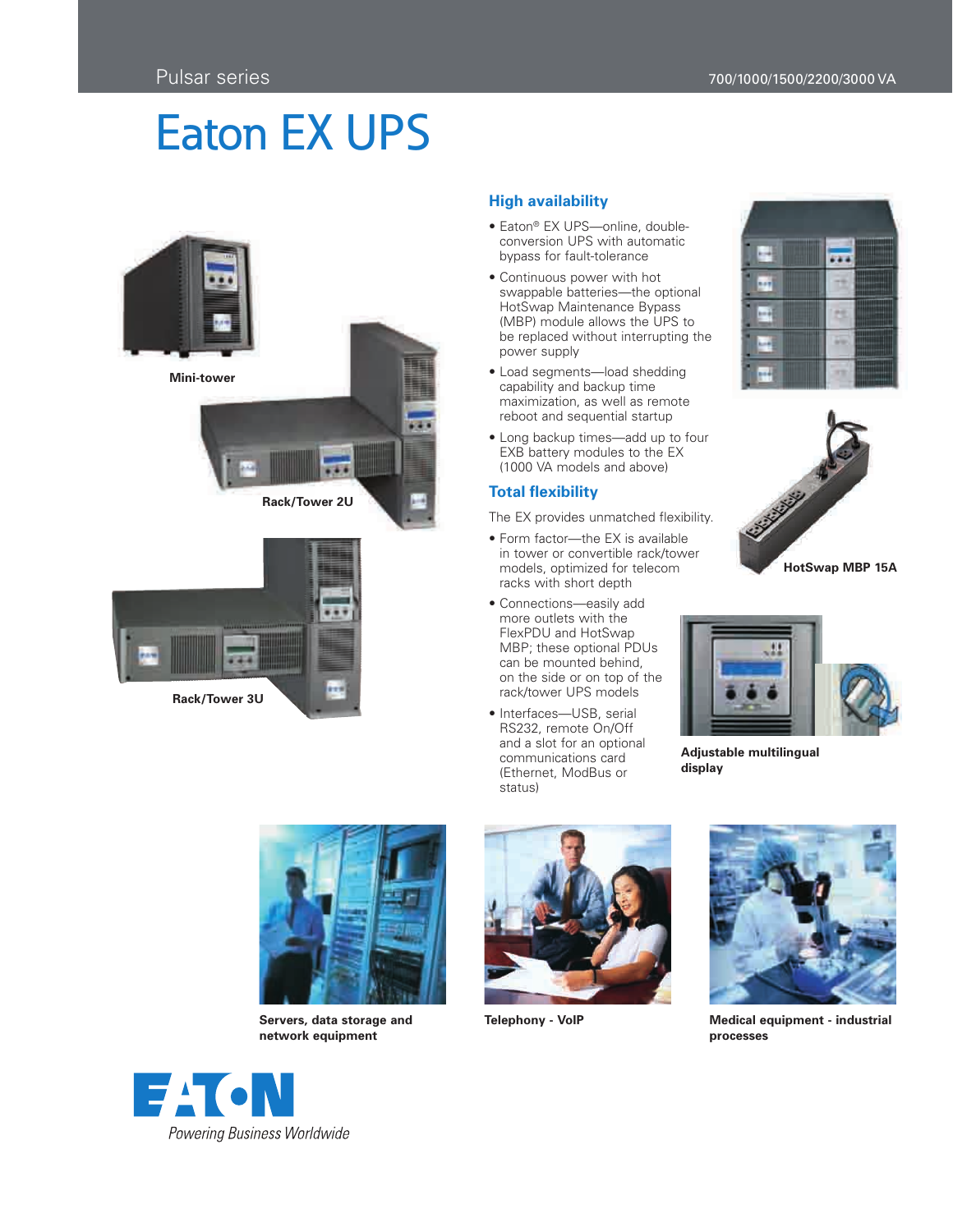Pulsar series

700/1000/1500/2200/3000 VA

# Eaton EX UPS

Mini-tower

Rack/Tower 2U

Rack/Tower 3U

## High availability

- Eaton® EX UPS—online, double-conversion UPS with automatic bypass for fault-tolerance
- Continuous power with hot swappable batteries—the optional HotSwap Maintenance Bypass (MBP) module allows the UPS to be replaced without interrupting the power supply
- Load segments—load shedding capability and backup time maximization, as well as remote reboot and sequential startup
- Long backup times—add up to four EXB battery modules to the EX (1000 VA models and above)

## Total flexibility

The EX provides unmatched flexibility.

- Form factor—the EX is available in tower or convertible rack/tower models, optimized for telecom racks with short depth
- Connections—easily add more outlets with the FlexPDU and HotSwap MBP; these optional PDUs can be mounted behind, on the side or on top of the rack/tower UPS models
- Interfaces—USB, serial RS232, remote On/Off and a slot for an optional communications card (Ethernet, ModBus or status)

HotSwap MBP 15A

Adjustable multilingual display

Servers, data storage and network equipment

Telephony - VoIP

Medical equipment - industrial processes

EATON

*Powering Business Worldwide*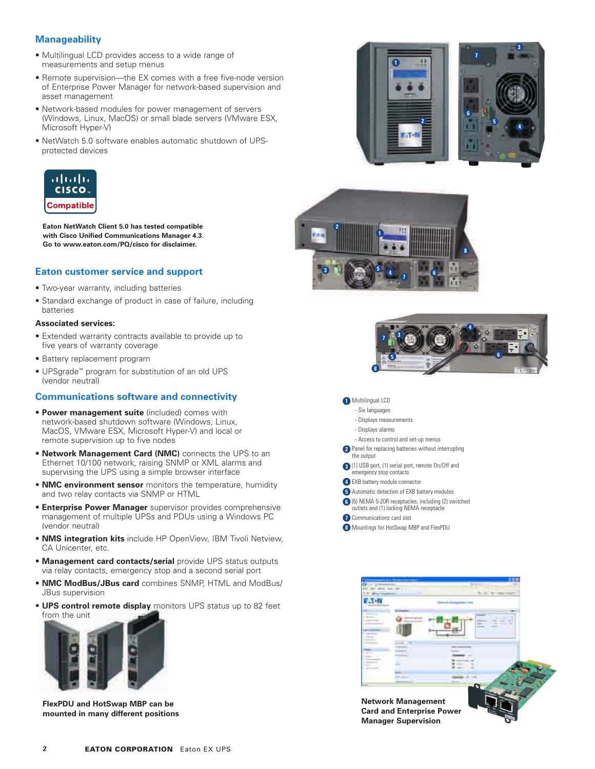## Manageability

- Multilingual LCD provides access to a wide range of measurements and setup menus
- Remote supervision—the EX comes with a free five-node version of Enterprise Power Manager for network-based supervision and asset management
- Network-based modules for power management of servers (Windows, Linux, MacOS) or small blade servers (VMware ESX, Microsoft Hyper-V)
- NetWatch 5.0 software enables automatic shutdown of UPS-protected devices

**Eaton NetWatch Client 5.0 has tested compatible with Cisco Unified Communications Manager 4.3. Go to www.eaton.com/PQ/cisco for disclaimer.**

## Eaton customer service and support

- Two-year warranty, including batteries
- Standard exchange of product in case of failure, including batteries

**Associated services:**

- Extended warranty contracts available to provide up to five years of warranty coverage
- Battery replacement program
- UPSgrade™ program for substitution of an old UPS (vendor neutral)

## Communications software and connectivity

- **Power management suite** (included) comes with network-based shutdown software (Windows, Linux, MacOS, VMware ESX, Microsoft Hyper-V) and local or remote supervision up to five nodes
- **Network Management Card (NMC)** connects the UPS to an Ethernet 10/100 network, raising SNMP or XML alarms and supervising the UPS using a simple browser interface
- **NMC environment sensor** monitors the temperature, humidity and two relay contacts via SNMP or HTML
- **Enterprise Power Manager** supervisor provides comprehensive management of multiple UPSs and PDUs using a Windows PC (vendor neutral)
- **NMS integration kits** include HP OpenView, IBM Tivoli Netview, CA Unicenter, etc.
- **Management card contacts/serial** provide UPS status outputs via relay contacts, emergency stop and a second serial port
- **NMC ModBus/JBus card** combines SNMP, HTML and ModBus/JBus supervision
- **UPS control remote display** monitors UPS status up to 82 feet from the unit

**FlexPDU and HotSwap MBP can be mounted in many different positions**

1. Multilingual LCD
   - Six languages
   - Displays measurements
   - Displays alarms
   - Access to control and set-up menus
2. Panel for replacing batteries without interrupting the output
3. (1) USB port, (1) serial port, remote On/Off and emergency stop contacts
4. EXB battery module connector
5. Automatic detection of EXB battery modules
6. (6) NEMA 5-20R receptacles, including (2) switched outlets and (1) locking NEMA receptacle
7. Communications card slot
8. Mountings for HotSwap MBP and FlexPDU

**Network Management Card and Enterprise Power Manager Supervision**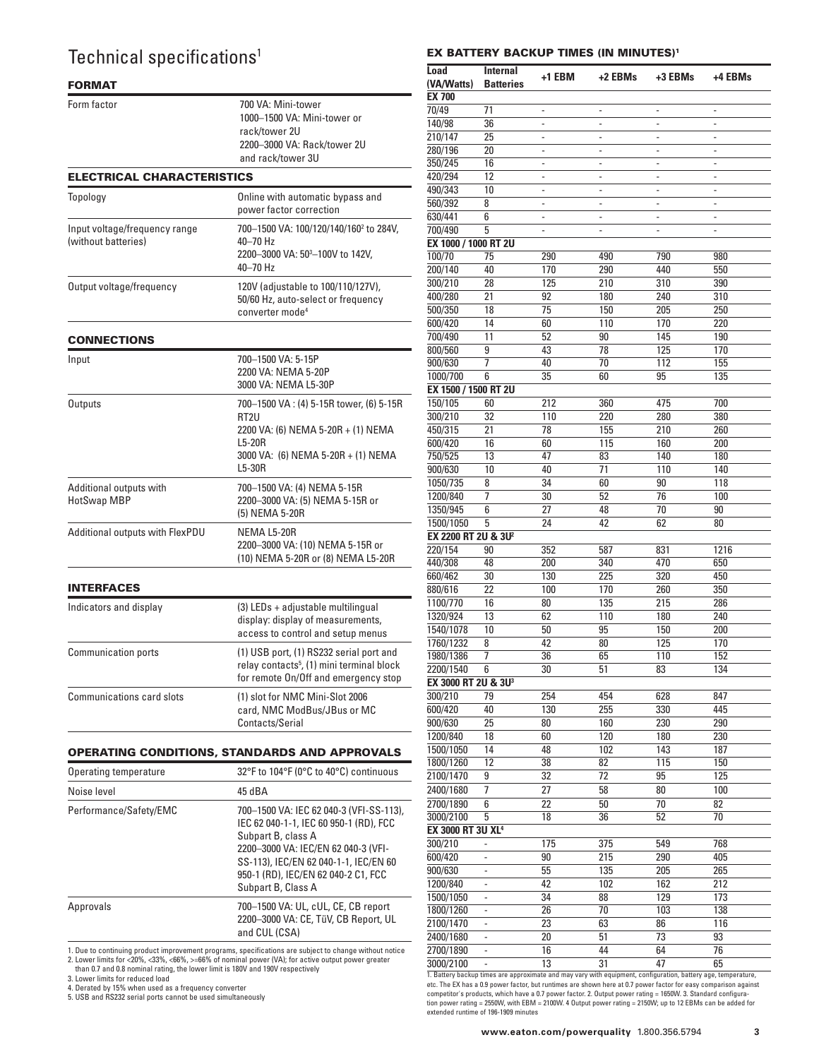# Technical specifications[1]

## FORMAT

| | |
|---|---|
| Form factor | 700 VA: Mini-tower<br>1000–1500 VA: Mini-tower or rack/tower 2U<br>2200–3000 VA: Rack/tower 2U and rack/tower 3U |

## ELECTRICAL CHARACTERISTICS

| | |
|---|---|
| Topology | Online with automatic bypass and power factor correction |
| Input voltage/frequency range (without batteries) | 700–1500 VA: 100/120/140/160[2] to 284V, 40–70 Hz<br>2200–3000 VA: 50[3]–100V to 142V, 40–70 Hz |
| Output voltage/frequency | 120V (adjustable to 100/110/127V), 50/60 Hz, auto-select or frequency converter mode[4] |

## CONNECTIONS

| | |
|---|---|
| Input | 700–1500 VA: 5-15P<br>2200 VA: NEMA 5-20P<br>3000 VA: NEMA L5-30P |
| Outputs | 700–1500 VA : (4) 5-15R tower, (6) 5-15R RT2U<br>2200 VA: (6) NEMA 5-20R + (1) NEMA L5-20R<br>3000 VA: (6) NEMA 5-20R + (1) NEMA L5-30R |
| Additional outputs with HotSwap MBP | 700–1500 VA: (4) NEMA 5-15R<br>2200–3000 VA: (5) NEMA 5-15R or (5) NEMA 5-20R |
| Additional outputs with FlexPDU | NEMA L5-20R<br>2200–3000 VA: (10) NEMA 5-15R or (10) NEMA 5-20R or (8) NEMA L5-20R |

## INTERFACES

| | |
|---|---|
| Indicators and display | (3) LEDs + adjustable multilingual display: display of measurements, access to control and setup menus |
| Communication ports | (1) USB port, (1) RS232 serial port and relay contacts[5], (1) mini terminal block for remote On/Off and emergency stop |
| Communications card slots | (1) slot for NMC Mini-Slot 2006 card, NMC ModBus/JBus or MC Contacts/Serial |

## OPERATING CONDITIONS, STANDARDS AND APPROVALS

| | |
|---|---|
| Operating temperature | 32°F to 104°F (0°C to 40°C) continuous |
| Noise level | 45 dBA |
| Performance/Safety/EMC | 700–1500 VA: IEC 62 040-3 (VFI-SS-113), IEC 62 040-1-1, IEC 60 950-1 (RD), FCC Subpart B, class A<br>2200–3000 VA: IEC/EN 62 040-3 (VFI-SS-113), IEC/EN 62 040-1-1, IEC/EN 60 950-1 (RD), IEC/EN 62 040-2 C1, FCC Subpart B, Class A |
| Approvals | 700–1500 VA: UL, cUL, CE, CB report<br>2200–3000 VA: CE, TüV, CB Report, UL and CUL (CSA) |

1. Due to continuing product improvement programs, specifications are subject to change without notice
2. Lower limits for <20%, <33%, <66%, >=66% of nominal power (VA); for active output power greater than 0.7 and 0.8 nominal rating, the lower limit is 180V and 190V respectively
3. Lower limits for reduced load
4. Derated by 15% when used as a frequency converter
5. USB and RS232 serial ports cannot be used simultaneously

## EX BATTERY BACKUP TIMES (IN MINUTES)[1]

| Load (VA/Watts) | Internal Batteries | +1 EBM | +2 EBMs | +3 EBMs | +4 EBMs |
|---|---|---|---|---|---|
| **EX 700** | | | | | |
| 70/49 | 71 | - | - | - | - |
| 140/98 | 36 | - | - | - | - |
| 210/147 | 25 | - | - | - | - |
| 280/196 | 20 | - | - | - | - |
| 350/245 | 16 | - | - | - | - |
| 420/294 | 12 | - | - | - | - |
| 490/343 | 10 | - | - | - | - |
| 560/392 | 8 | - | - | - | - |
| 630/441 | 6 | - | - | - | - |
| 700/490 | 5 | - | - | - | - |
| **EX 1000 / 1000 RT 2U** | | | | | |
| 100/70 | 75 | 290 | 490 | 790 | 980 |
| 200/140 | 40 | 170 | 290 | 440 | 550 |
| 300/210 | 28 | 125 | 210 | 310 | 390 |
| 400/280 | 21 | 92 | 180 | 240 | 310 |
| 500/350 | 18 | 75 | 150 | 205 | 250 |
| 600/420 | 14 | 60 | 110 | 170 | 220 |
| 700/490 | 11 | 52 | 90 | 145 | 190 |
| 800/560 | 9 | 43 | 78 | 125 | 170 |
| 900/630 | 7 | 40 | 70 | 112 | 155 |
| 1000/700 | 6 | 35 | 60 | 95 | 135 |
| **EX 1500 / 1500 RT 2U** | | | | | |
| 150/105 | 60 | 212 | 360 | 475 | 700 |
| 300/210 | 32 | 110 | 220 | 280 | 380 |
| 450/315 | 21 | 78 | 155 | 210 | 260 |
| 600/420 | 16 | 60 | 115 | 160 | 200 |
| 750/525 | 13 | 47 | 83 | 140 | 180 |
| 900/630 | 10 | 40 | 71 | 110 | 140 |
| 1050/735 | 8 | 34 | 60 | 90 | 118 |
| 1200/840 | 7 | 30 | 52 | 76 | 100 |
| 1350/945 | 6 | 27 | 48 | 70 | 90 |
| 1500/1050 | 5 | 24 | 42 | 62 | 80 |
| **EX 2200 RT 2U & 3U[2]** | | | | | |
| 220/154 | 90 | 352 | 587 | 831 | 1216 |
| 440/308 | 48 | 200 | 340 | 470 | 650 |
| 660/462 | 30 | 130 | 225 | 320 | 450 |
| 880/616 | 22 | 100 | 170 | 260 | 350 |
| 1100/770 | 16 | 80 | 135 | 215 | 286 |
| 1320/924 | 13 | 62 | 110 | 180 | 240 |
| 1540/1078 | 10 | 50 | 95 | 150 | 200 |
| 1760/1232 | 8 | 42 | 80 | 125 | 170 |
| 1980/1386 | 7 | 36 | 65 | 110 | 152 |
| 2200/1540 | 6 | 30 | 51 | 83 | 134 |
| **EX 3000 RT 2U & 3U[3]** | | | | | |
| 300/210 | 79 | 254 | 454 | 628 | 847 |
| 600/420 | 40 | 130 | 255 | 330 | 445 |
| 900/630 | 25 | 80 | 160 | 230 | 290 |
| 1200/840 | 18 | 60 | 120 | 180 | 230 |
| 1500/1050 | 14 | 48 | 102 | 143 | 187 |
| 1800/1260 | 12 | 38 | 82 | 115 | 150 |
| 2100/1470 | 9 | 32 | 72 | 95 | 125 |
| 2400/1680 | 7 | 27 | 58 | 80 | 100 |
| 2700/1890 | 6 | 22 | 50 | 70 | 82 |
| 3000/2100 | 5 | 18 | 36 | 52 | 70 |
| **EX 3000 RT 3U XL[4]** | | | | | |
| 300/210 | - | 175 | 375 | 549 | 768 |
| 600/420 | - | 90 | 215 | 290 | 405 |
| 900/630 | - | 55 | 135 | 205 | 265 |
| 1200/840 | - | 42 | 102 | 162 | 212 |
| 1500/1050 | - | 34 | 88 | 129 | 173 |
| 1800/1260 | - | 26 | 70 | 103 | 138 |
| 2100/1470 | - | 23 | 63 | 86 | 116 |
| 2400/1680 | - | 20 | 51 | 73 | 93 |
| 2700/1890 | - | 16 | 44 | 64 | 76 |
| 3000/2100 | - | 13 | 31 | 47 | 65 |

1. Battery backup times are approximate and may vary with equipment, configuration, battery age, temperature, etc. The EX has a 0.9 power factor, but runtimes are shown here at 0.7 power factor for easy comparison against competitor's products, which have a 0.7 power factor. 2. Output power rating = 1650W. 3. Standard configuration power rating = 2550W, with EBM = 2100W. 4 Output power rating = 2150W; up to 12 EBMs can be added for extended runtime of 196-1909 minutes

**www.eaton.com/powerquality** 1.800.356.5794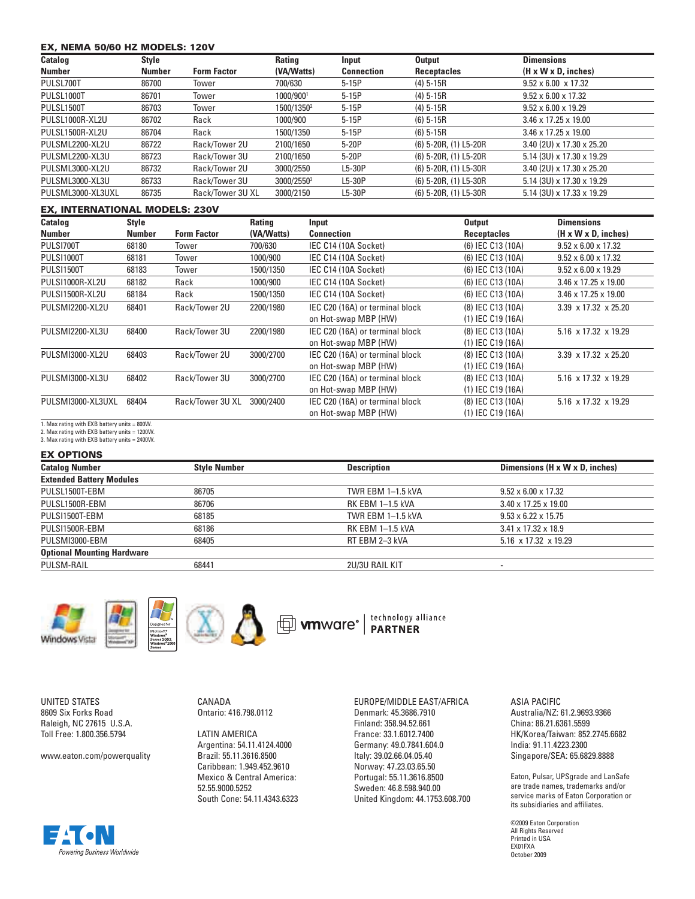### EX, NEMA 50/60 HZ MODELS: 120V

| Catalog Number | Style Number | Form Factor | Rating (VA/Watts) | Input Connection | Output Receptacles | Dimensions (H x W x D, inches) |
|---|---|---|---|---|---|---|
| PULSL700T | 86700 | Tower | 700/630 | 5-15P | (4) 5-15R | 9.52 x 6.00 x 17.32 |
| PULSL1000T | 86701 | Tower | 1000/900[1] | 5-15P | (4) 5-15R | 9.52 x 6.00 x 17.32 |
| PULSL1500T | 86703 | Tower | 1500/1350[2] | 5-15P | (4) 5-15R | 9.52 x 6.00 x 19.29 |
| PULSL1000R-XL2U | 86702 | Rack | 1000/900 | 5-15P | (6) 5-15R | 3.46 x 17.25 x 19.00 |
| PULSL1500R-XL2U | 86704 | Rack | 1500/1350 | 5-15P | (6) 5-15R | 3.46 x 17.25 x 19.00 |
| PULSML2200-XL2U | 86722 | Rack/Tower 2U | 2100/1650 | 5-20P | (6) 5-20R, (1) L5-20R | 3.40 (2U) x 17.30 x 25.20 |
| PULSML2200-XL3U | 86723 | Rack/Tower 3U | 2100/1650 | 5-20P | (6) 5-20R, (1) L5-20R | 5.14 (3U) x 17.30 x 19.29 |
| PULSML3000-XL2U | 86732 | Rack/Tower 2U | 3000/2550 | L5-30P | (6) 5-20R, (1) L5-30R | 3.40 (2U) x 17.30 x 25.20 |
| PULSML3000-XL3U | 86733 | Rack/Tower 3U | 3000/2550[3] | L5-30P | (6) 5-20R, (1) L5-30R | 5.14 (3U) x 17.30 x 19.29 |
| PULSML3000-XL3UXL | 86735 | Rack/Tower 3U XL | 3000/2150 | L5-30P | (6) 5-20R, (1) L5-30R | 5.14 (3U) x 17.33 x 19.29 |

### EX, INTERNATIONAL MODELS: 230V

| Catalog Number | Style Number | Form Factor | Rating (VA/Watts) | Input Connection | Output Receptacles | Dimensions (H x W x D, inches) |
|---|---|---|---|---|---|---|
| PULSI700T | 68180 | Tower | 700/630 | IEC C14 (10A Socket) | (6) IEC C13 (10A) | 9.52 x 6.00 x 17.32 |
| PULSI1000T | 68181 | Tower | 1000/900 | IEC C14 (10A Socket) | (6) IEC C13 (10A) | 9.52 x 6.00 x 17.32 |
| PULSI1500T | 68183 | Tower | 1500/1350 | IEC C14 (10A Socket) | (6) IEC C13 (10A) | 9.52 x 6.00 x 19.29 |
| PULSI1000R-XL2U | 68182 | Rack | 1000/900 | IEC C14 (10A Socket) | (6) IEC C13 (10A) | 3.46 x 17.25 x 19.00 |
| PULSI1500R-XL2U | 68184 | Rack | 1500/1350 | IEC C14 (10A Socket) | (6) IEC C13 (10A) | 3.46 x 17.25 x 19.00 |
| PULSMI2200-XL2U | 68401 | Rack/Tower 2U | 2200/1980 | IEC C20 (16A) or terminal block on Hot-swap MBP (HW) | (8) IEC C13 (10A) (1) IEC C19 (16A) | 3.39 x 17.32 x 25.20 |
| PULSMI2200-XL3U | 68400 | Rack/Tower 3U | 2200/1980 | IEC C20 (16A) or terminal block on Hot-swap MBP (HW) | (8) IEC C13 (10A) (1) IEC C19 (16A) | 5.16 x 17.32 x 19.29 |
| PULSMI3000-XL2U | 68403 | Rack/Tower 2U | 3000/2700 | IEC C20 (16A) or terminal block on Hot-swap MBP (HW) | (8) IEC C13 (10A) (1) IEC C19 (16A) | 3.39 x 17.32 x 25.20 |
| PULSMI3000-XL3U | 68402 | Rack/Tower 3U | 3000/2700 | IEC C20 (16A) or terminal block on Hot-swap MBP (HW) | (8) IEC C13 (10A) (1) IEC C19 (16A) | 5.16 x 17.32 x 19.29 |
| PULSMI3000-XL3UXL | 68404 | Rack/Tower 3U XL | 3000/2400 | IEC C20 (16A) or terminal block on Hot-swap MBP (HW) | (8) IEC C13 (10A) (1) IEC C19 (16A) | 5.16 x 17.32 x 19.29 |

1. Max rating with EXB battery units = 800W.
2. Max rating with EXB battery units = 1200W.
3. Max rating with EXB battery units = 2400W.

### EX OPTIONS

| Catalog Number | Style Number | Description | Dimensions (H x W x D, inches) |
|---|---|---|---|
| **Extended Battery Modules** | | | |
| PULSL1500T-EBM | 86705 | TWR EBM 1–1.5 kVA | 9.52 x 6.00 x 17.32 |
| PULSL1500R-EBM | 86706 | RK EBM 1–1.5 kVA | 3.40 x 17.25 x 19.00 |
| PULSI1500T-EBM | 68185 | TWR EBM 1–1.5 kVA | 9.53 x 6.22 x 15.75 |
| PULSI1500R-EBM | 68186 | RK EBM 1–1.5 kVA | 3.41 x 17.32 x 18.9 |
| PULSMI3000-EBM | 68405 | RT EBM 2–3 kVA | 5.16 x 17.32 x 19.29 |
| **Optional Mounting Hardware** | | | |
| PULSM-RAIL | 68441 | 2U/3U RAIL KIT | - |

vmware® | technology alliance PARTNER

UNITED STATES
8609 Six Forks Road
Raleigh, NC 27615 U.S.A.
Toll Free: 1.800.356.5794

www.eaton.com/powerquality

CANADA
Ontario: 416.798.0112

LATIN AMERICA
Argentina: 54.11.4124.4000
Brazil: 55.11.3616.8500
Caribbean: 1.949.452.9610
Mexico & Central America: 52.55.9000.5252
South Cone: 54.11.4343.6323

EUROPE/MIDDLE EAST/AFRICA
Denmark: 45.3686.7910
Finland: 358.94.52.661
France: 33.1.6012.7400
Germany: 49.0.7841.604.0
Italy: 39.02.66.04.05.40
Norway: 47.23.03.65.50
Portugal: 55.11.3616.8500
Sweden: 46.8.598.940.00
United Kingdom: 44.1753.608.700

ASIA PACIFIC
Australia/NZ: 61.2.9693.9366
China: 86.21.6361.5599
HK/Korea/Taiwan: 852.2745.6682
India: 91.11.4223.2300
Singapore/SEA: 65.6829.8888

Eaton, Pulsar, UPSgrade and LanSafe are trade names, trademarks and/or service marks of Eaton Corporation or its subsidiaries and affiliates.

©2009 Eaton Corporation
All Rights Reserved
Printed in USA
EX01FXA
October 2009

EATON
Powering Business Worldwide